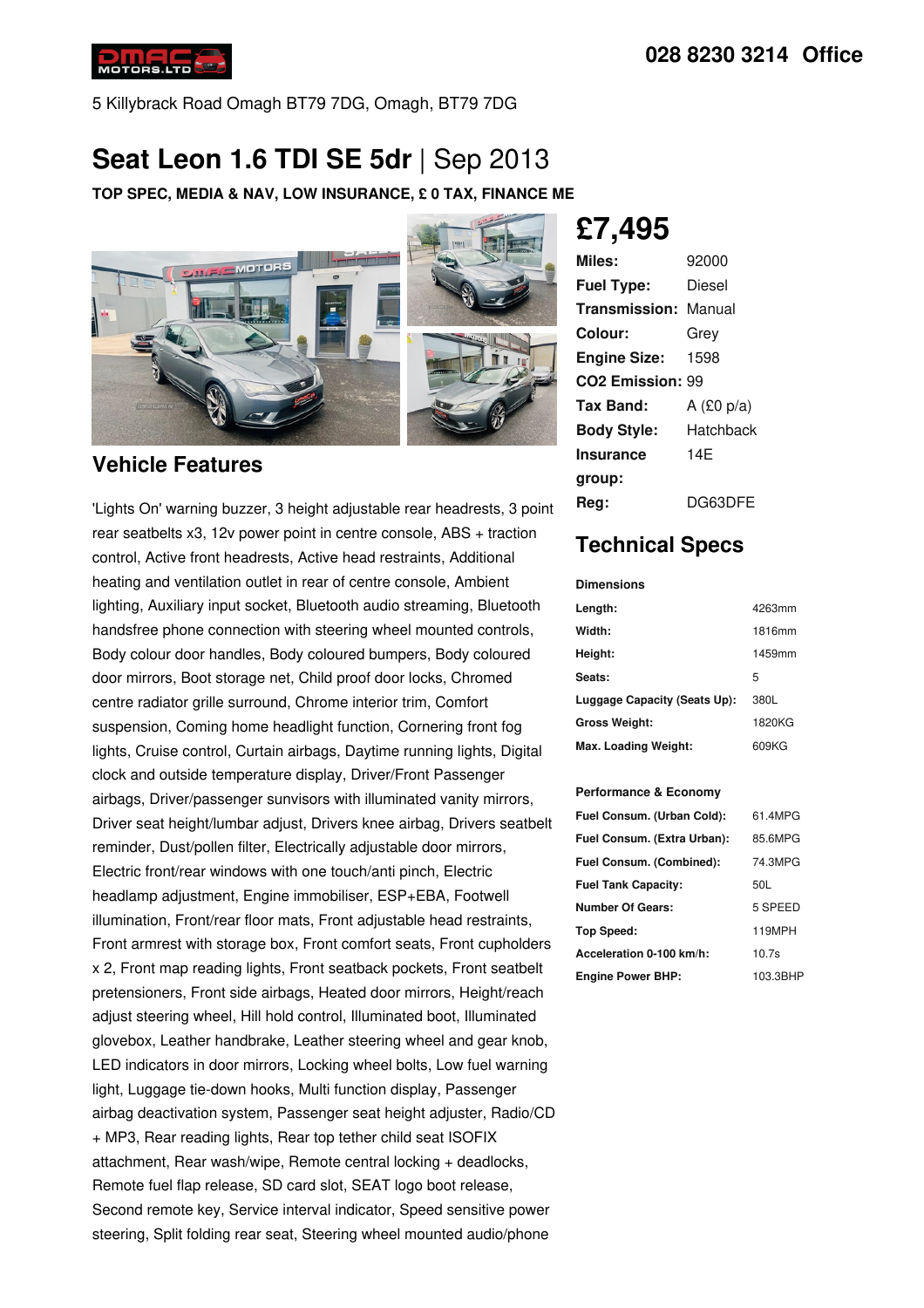028 8230 3214 Office

5 Killybrack Road Omagh BT79 7DG, Omagh, BT79 7DG

# Seat Leon 1.6 TDI SE 5dr | Sep 2013

**TOP SPEC, MEDIA & NAV, LOW INSURANCE, £ 0 TAX, FINANCE ME**

## £7,495

| | |
|---|---|
| **Miles:** | 92000 |
| **Fuel Type:** | Diesel |
| **Transmission:** | Manual |
| **Colour:** | Grey |
| **Engine Size:** | 1598 |
| **CO2 Emission:** | 99 |
| **Tax Band:** | A (£0 p/a) |
| **Body Style:** | Hatchback |
| **Insurance group:** | 14E |
| **Reg:** | DG63DFE |

## Vehicle Features

'Lights On' warning buzzer, 3 height adjustable rear headrests, 3 point rear seatbelts x3, 12v power point in centre console, ABS + traction control, Active front headrests, Active head restraints, Additional heating and ventilation outlet in rear of centre console, Ambient lighting, Auxiliary input socket, Bluetooth audio streaming, Bluetooth handsfree phone connection with steering wheel mounted controls, Body colour door handles, Body coloured bumpers, Body coloured door mirrors, Boot storage net, Child proof door locks, Chromed centre radiator grille surround, Chrome interior trim, Comfort suspension, Coming home headlight function, Cornering front fog lights, Cruise control, Curtain airbags, Daytime running lights, Digital clock and outside temperature display, Driver/Front Passenger airbags, Driver/passenger sunvisors with illuminated vanity mirrors, Driver seat height/lumbar adjust, Drivers knee airbag, Drivers seatbelt reminder, Dust/pollen filter, Electrically adjustable door mirrors, Electric front/rear windows with one touch/anti pinch, Electric headlamp adjustment, Engine immobiliser, ESP+EBA, Footwell illumination, Front/rear floor mats, Front adjustable head restraints, Front armrest with storage box, Front comfort seats, Front cupholders x 2, Front map reading lights, Front seatback pockets, Front seatbelt pretensioners, Front side airbags, Heated door mirrors, Height/reach adjust steering wheel, Hill hold control, Illuminated boot, Illuminated glovebox, Leather handbrake, Leather steering wheel and gear knob, LED indicators in door mirrors, Locking wheel bolts, Low fuel warning light, Luggage tie-down hooks, Multi function display, Passenger airbag deactivation system, Passenger seat height adjuster, Radio/CD + MP3, Rear reading lights, Rear top tether child seat ISOFIX attachment, Rear wash/wipe, Remote central locking + deadlocks, Remote fuel flap release, SD card slot, SEAT logo boot release, Second remote key, Service interval indicator, Speed sensitive power steering, Split folding rear seat, Steering wheel mounted audio/phone

## Technical Specs

### Dimensions

| | |
|---|---|
| **Length:** | 4263mm |
| **Width:** | 1816mm |
| **Height:** | 1459mm |
| **Seats:** | 5 |
| **Luggage Capacity (Seats Up):** | 380L |
| **Gross Weight:** | 1820KG |
| **Max. Loading Weight:** | 609KG |

### Performance & Economy

| | |
|---|---|
| **Fuel Consum. (Urban Cold):** | 61.4MPG |
| **Fuel Consum. (Extra Urban):** | 85.6MPG |
| **Fuel Consum. (Combined):** | 74.3MPG |
| **Fuel Tank Capacity:** | 50L |
| **Number Of Gears:** | 5 SPEED |
| **Top Speed:** | 119MPH |
| **Acceleration 0-100 km/h:** | 10.7s |
| **Engine Power BHP:** | 103.3BHP |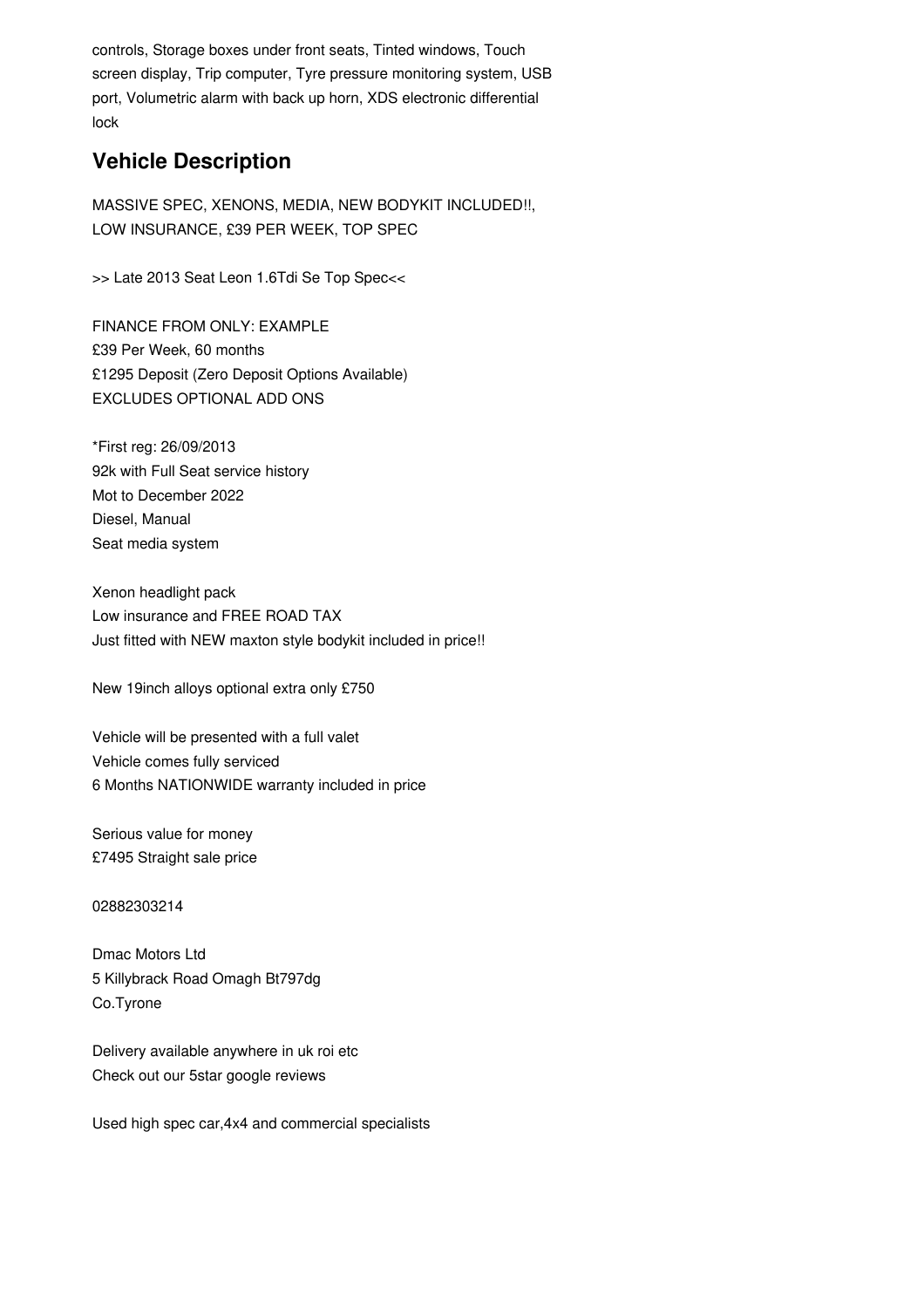controls, Storage boxes under front seats, Tinted windows, Touch screen display, Trip computer, Tyre pressure monitoring system, USB port, Volumetric alarm with back up horn, XDS electronic differential lock

## Vehicle Description

MASSIVE SPEC, XENONS, MEDIA, NEW BODYKIT INCLUDED!!, LOW INSURANCE, £39 PER WEEK, TOP SPEC

>> Late 2013 Seat Leon 1.6Tdi Se Top Spec<<

FINANCE FROM ONLY: EXAMPLE
£39 Per Week, 60 months
£1295 Deposit (Zero Deposit Options Available)
EXCLUDES OPTIONAL ADD ONS

*First reg: 26/09/2013
92k with Full Seat service history
Mot to December 2022
Diesel, Manual
Seat media system

Xenon headlight pack
Low insurance and FREE ROAD TAX
Just fitted with NEW maxton style bodykit included in price!!

New 19inch alloys optional extra only £750

Vehicle will be presented with a full valet
Vehicle comes fully serviced
6 Months NATIONWIDE warranty included in price

Serious value for money
£7495 Straight sale price

02882303214

Dmac Motors Ltd
5 Killybrack Road Omagh Bt797dg
Co.Tyrone

Delivery available anywhere in uk roi etc
Check out our 5star google reviews

Used high spec car,4x4 and commercial specialists